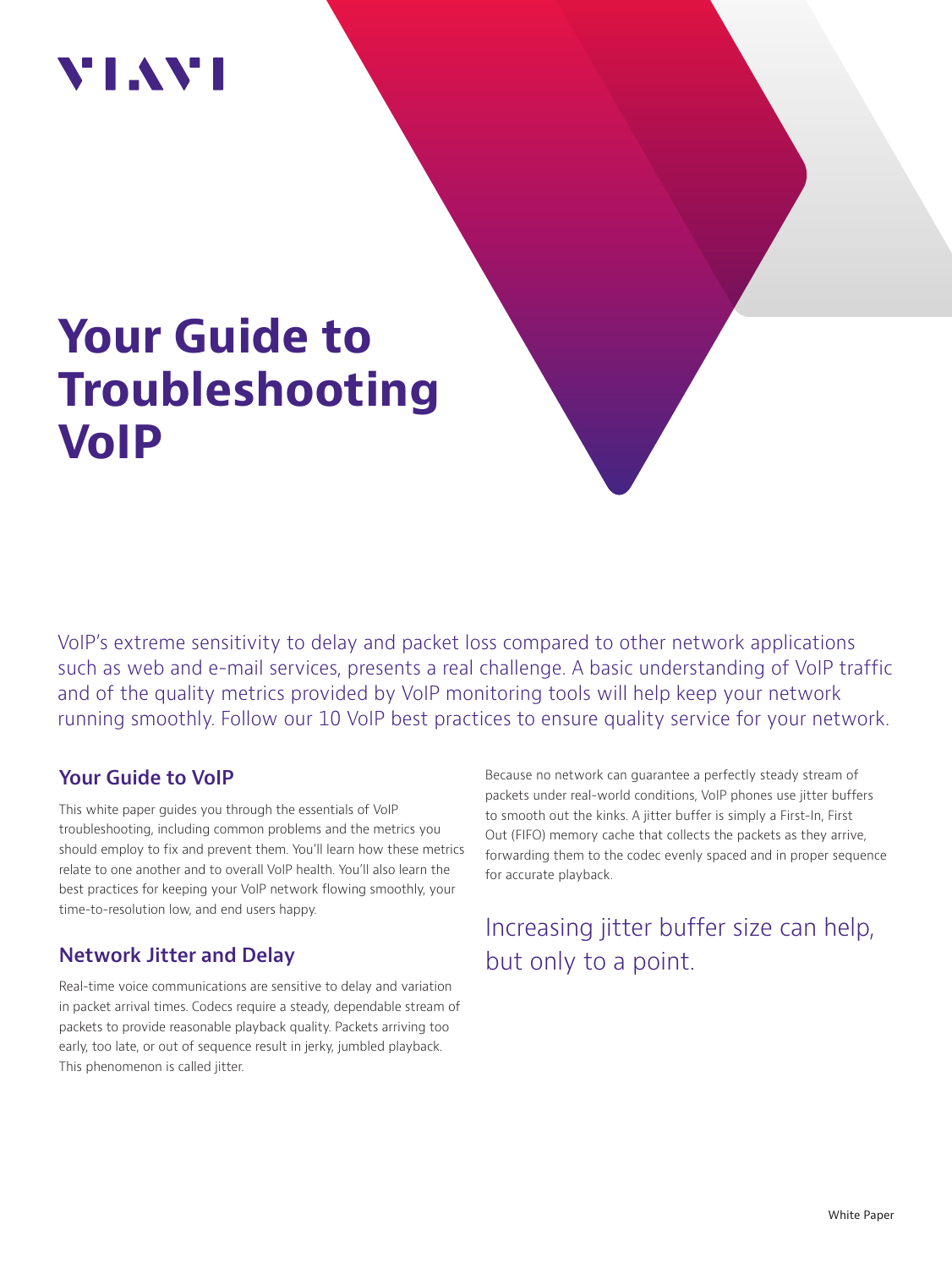# Your Guide to Troubleshooting VoIP

VoIP's extreme sensitivity to delay and packet loss compared to other network applications such as web and e-mail services, presents a real challenge. A basic understanding of VoIP traffic and of the quality metrics provided by VoIP monitoring tools will help keep your network running smoothly. Follow our 10 VoIP best practices to ensure quality service for your network.

## Your Guide to VoIP

This white paper guides you through the essentials of VoIP troubleshooting, including common problems and the metrics you should employ to fix and prevent them. You'll learn how these metrics relate to one another and to overall VoIP health. You'll also learn the best practices for keeping your VoIP network flowing smoothly, your time-to-resolution low, and end users happy.

## Network Jitter and Delay

Real-time voice communications are sensitive to delay and variation in packet arrival times. Codecs require a steady, dependable stream of packets to provide reasonable playback quality. Packets arriving too early, too late, or out of sequence result in jerky, jumbled playback. This phenomenon is called jitter.

Because no network can guarantee a perfectly steady stream of packets under real-world conditions, VoIP phones use jitter buffers to smooth out the kinks. A jitter buffer is simply a First-In, First Out (FIFO) memory cache that collects the packets as they arrive, forwarding them to the codec evenly spaced and in proper sequence for accurate playback.

Increasing jitter buffer size can help, but only to a point.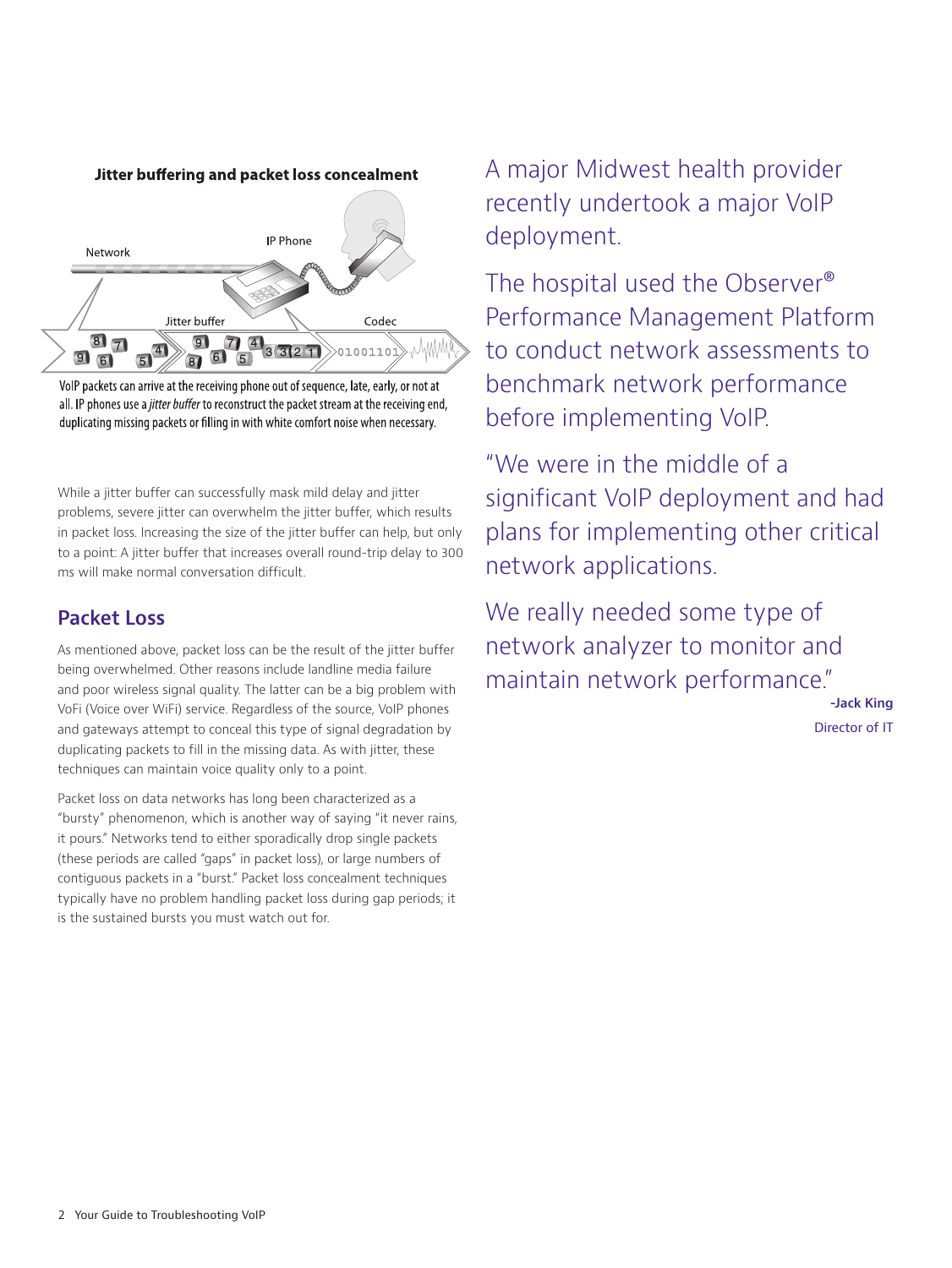**Jitter buffering and packet loss concealment**

VoIP packets can arrive at the receiving phone out of sequence, late, early, or not at all. IP phones use a *jitter buffer* to reconstruct the packet stream at the receiving end, duplicating missing packets or filling in with white comfort noise when necessary.

While a jitter buffer can successfully mask mild delay and jitter problems, severe jitter can overwhelm the jitter buffer, which results in packet loss. Increasing the size of the jitter buffer can help, but only to a point: A jitter buffer that increases overall round-trip delay to 300 ms will make normal conversation difficult.

## Packet Loss

As mentioned above, packet loss can be the result of the jitter buffer being overwhelmed. Other reasons include landline media failure and poor wireless signal quality. The latter can be a big problem with VoFi (Voice over WiFi) service. Regardless of the source, VoIP phones and gateways attempt to conceal this type of signal degradation by duplicating packets to fill in the missing data. As with jitter, these techniques can maintain voice quality only to a point.

Packet loss on data networks has long been characterized as a "bursty" phenomenon, which is another way of saying "it never rains, it pours." Networks tend to either sporadically drop single packets (these periods are called "gaps" in packet loss), or large numbers of contiguous packets in a "burst." Packet loss concealment techniques typically have no problem handling packet loss during gap periods; it is the sustained bursts you must watch out for.

A major Midwest health provider recently undertook a major VoIP deployment.

The hospital used the Observer® Performance Management Platform to conduct network assessments to benchmark network performance before implementing VoIP.

"We were in the middle of a significant VoIP deployment and had plans for implementing other critical network applications.

We really needed some type of network analyzer to monitor and maintain network performance."

**-Jack King**
Director of IT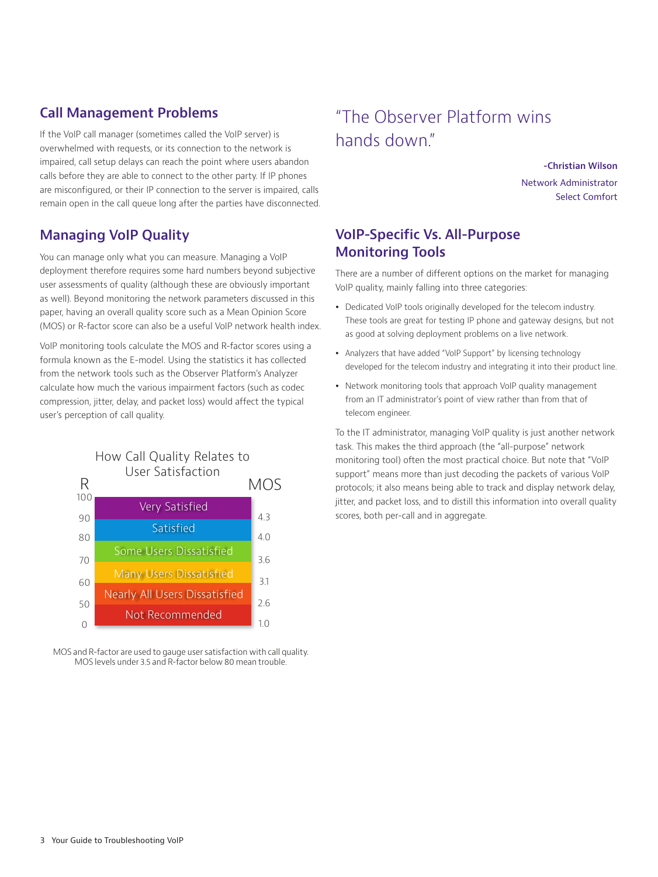## Call Management Problems

If the VoIP call manager (sometimes called the VoIP server) is overwhelmed with requests, or its connection to the network is impaired, call setup delays can reach the point where users abandon calls before they are able to connect to the other party. If IP phones are misconfigured, or their IP connection to the server is impaired, calls remain open in the call queue long after the parties have disconnected.

## Managing VoIP Quality

You can manage only what you can measure. Managing a VoIP deployment therefore requires some hard numbers beyond subjective user assessments of quality (although these are obviously important as well). Beyond monitoring the network parameters discussed in this paper, having an overall quality score such as a Mean Opinion Score (MOS) or R-factor score can also be a useful VoIP network health index.

VoIP monitoring tools calculate the MOS and R-factor scores using a formula known as the E-model. Using the statistics it has collected from the network tools such as the Observer Platform's Analyzer calculate how much the various impairment factors (such as codec compression, jitter, delay, and packet loss) would affect the typical user's perception of call quality.

**How Call Quality Relates to User Satisfaction**

| R | User Satisfaction | MOS |
|---|---|---|
| 100–90 | Very Satisfied | 4.3 |
| 90–80 | Satisfied | 4.0 |
| 80–70 | Some Users Dissatisfied | 3.6 |
| 70–60 | Many Users Dissatisfied | 3.1 |
| 60–50 | Nearly All Users Dissatisfied | 2.6 |
| 50–0 | Not Recommended | 1.0 |

MOS and R-factor are used to gauge user satisfaction with call quality. MOS levels under 3.5 and R-factor below 80 mean trouble.

> "The Observer Platform wins hands down."
>
> **-Christian Wilson**
> Network Administrator
> Select Comfort

## VoIP-Specific Vs. All-Purpose Monitoring Tools

There are a number of different options on the market for managing VoIP quality, mainly falling into three categories:

- Dedicated VoIP tools originally developed for the telecom industry. These tools are great for testing IP phone and gateway designs, but not as good at solving deployment problems on a live network.
- Analyzers that have added "VoIP Support" by licensing technology developed for the telecom industry and integrating it into their product line.
- Network monitoring tools that approach VoIP quality management from an IT administrator's point of view rather than from that of telecom engineer.

To the IT administrator, managing VoIP quality is just another network task. This makes the third approach (the "all-purpose" network monitoring tool) often the most practical choice. But note that "VoIP support" means more than just decoding the packets of various VoIP protocols; it also means being able to track and display network delay, jitter, and packet loss, and to distill this information into overall quality scores, both per-call and in aggregate.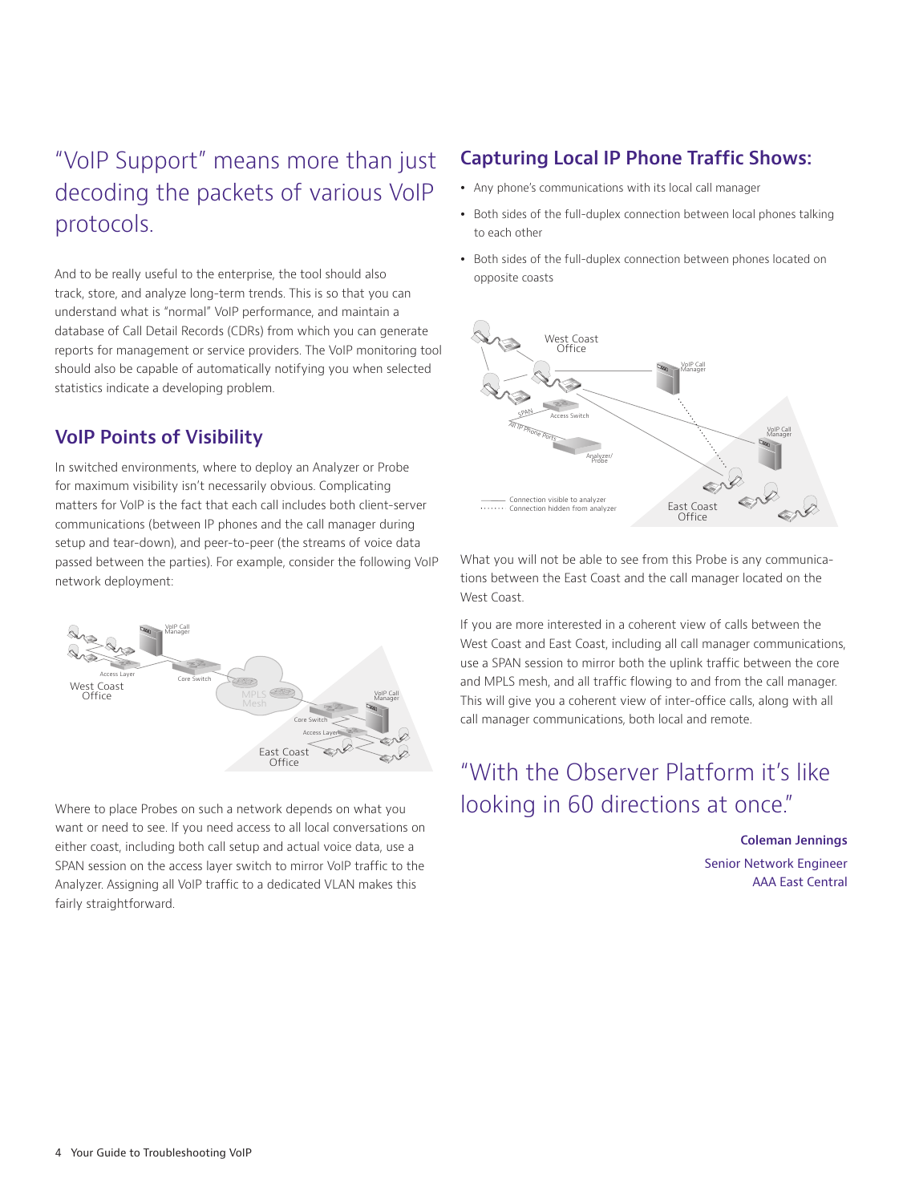# "VoIP Support" means more than just decoding the packets of various VoIP protocols.

And to be really useful to the enterprise, the tool should also track, store, and analyze long-term trends. This is so that you can understand what is "normal" VoIP performance, and maintain a database of Call Detail Records (CDRs) from which you can generate reports for management or service providers. The VoIP monitoring tool should also be capable of automatically notifying you when selected statistics indicate a developing problem.

## VoIP Points of Visibility

In switched environments, where to deploy an Analyzer or Probe for maximum visibility isn't necessarily obvious. Complicating matters for VoIP is the fact that each call includes both client-server communications (between IP phones and the call manager during setup and tear-down), and peer-to-peer (the streams of voice data passed between the parties). For example, consider the following VoIP network deployment:

Where to place Probes on such a network depends on what you want or need to see. If you need access to all local conversations on either coast, including both call setup and actual voice data, use a SPAN session on the access layer switch to mirror VoIP traffic to the Analyzer. Assigning all VoIP traffic to a dedicated VLAN makes this fairly straightforward.

## Capturing Local IP Phone Traffic Shows:

- Any phone's communications with its local call manager
- Both sides of the full-duplex connection between local phones talking to each other
- Both sides of the full-duplex connection between phones located on opposite coasts

What you will not be able to see from this Probe is any communications between the East Coast and the call manager located on the West Coast.

If you are more interested in a coherent view of calls between the West Coast and East Coast, including all call manager communications, use a SPAN session to mirror both the uplink traffic between the core and MPLS mesh, and all traffic flowing to and from the call manager. This will give you a coherent view of inter-office calls, along with all call manager communications, both local and remote.

# "With the Observer Platform it's like looking in 60 directions at once."

**Coleman Jennings**
Senior Network Engineer
AAA East Central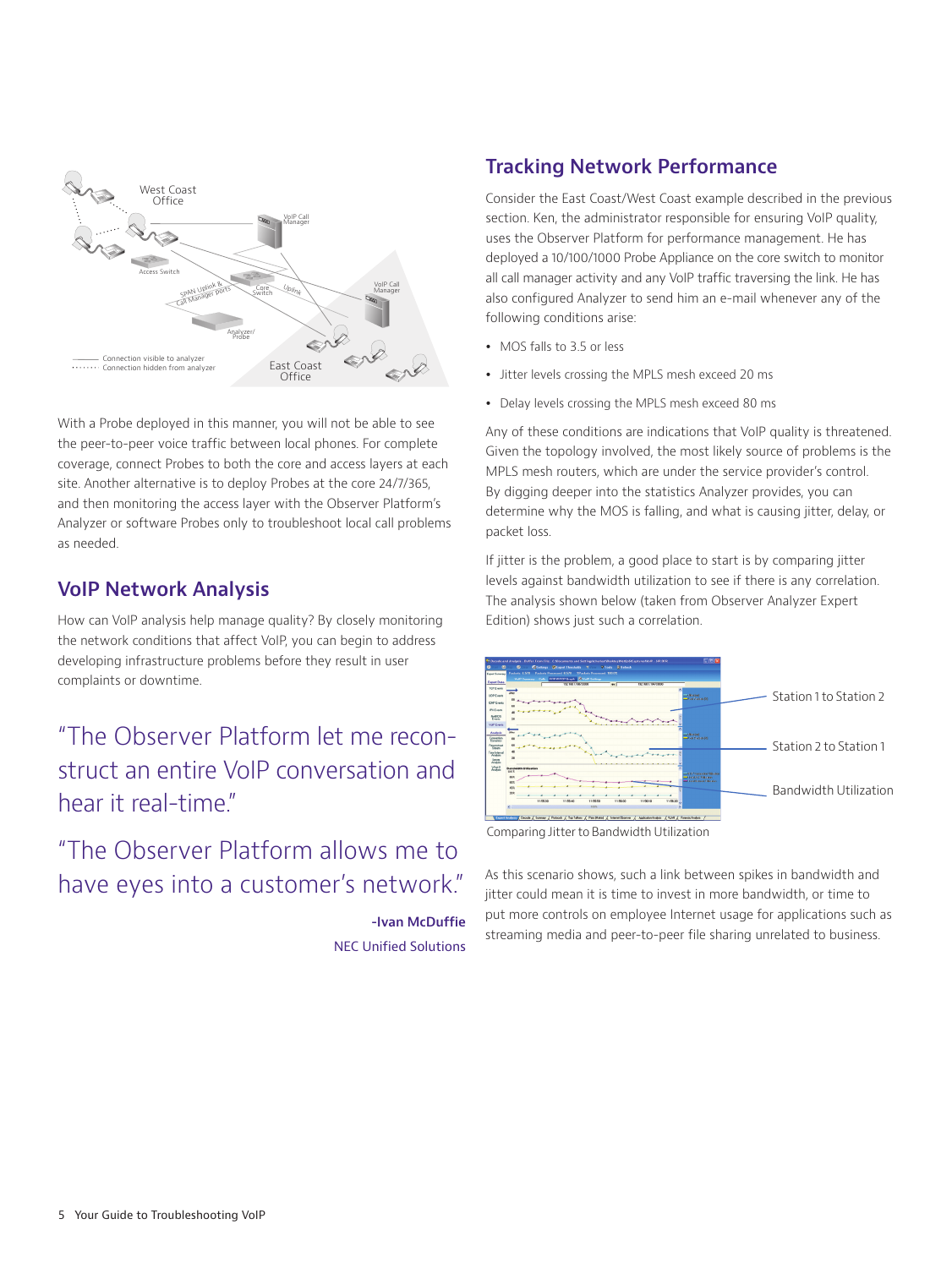With a Probe deployed in this manner, you will not be able to see the peer-to-peer voice traffic between local phones. For complete coverage, connect Probes to both the core and access layers at each site. Another alternative is to deploy Probes at the core 24/7/365, and then monitoring the access layer with the Observer Platform's Analyzer or software Probes only to troubleshoot local call problems as needed.

## VoIP Network Analysis

How can VoIP analysis help manage quality? By closely monitoring the network conditions that affect VoIP, you can begin to address developing infrastructure problems before they result in user complaints or downtime.

"The Observer Platform let me reconstruct an entire VoIP conversation and hear it real-time."

"The Observer Platform allows me to have eyes into a customer's network."

**-Ivan McDuffie**
NEC Unified Solutions

## Tracking Network Performance

Consider the East Coast/West Coast example described in the previous section. Ken, the administrator responsible for ensuring VoIP quality, uses the Observer Platform for performance management. He has deployed a 10/100/1000 Probe Appliance on the core switch to monitor all call manager activity and any VoIP traffic traversing the link. He has also configured Analyzer to send him an e-mail whenever any of the following conditions arise:

- MOS falls to 3.5 or less
- Jitter levels crossing the MPLS mesh exceed 20 ms
- Delay levels crossing the MPLS mesh exceed 80 ms

Any of these conditions are indications that VoIP quality is threatened. Given the topology involved, the most likely source of problems is the MPLS mesh routers, which are under the service provider's control. By digging deeper into the statistics Analyzer provides, you can determine why the MOS is falling, and what is causing jitter, delay, or packet loss.

If jitter is the problem, a good place to start is by comparing jitter levels against bandwidth utilization to see if there is any correlation. The analysis shown below (taken from Observer Analyzer Expert Edition) shows just such a correlation.

Comparing Jitter to Bandwidth Utilization

As this scenario shows, such a link between spikes in bandwidth and jitter could mean it is time to invest in more bandwidth, or time to put more controls on employee Internet usage for applications such as streaming media and peer-to-peer file sharing unrelated to business.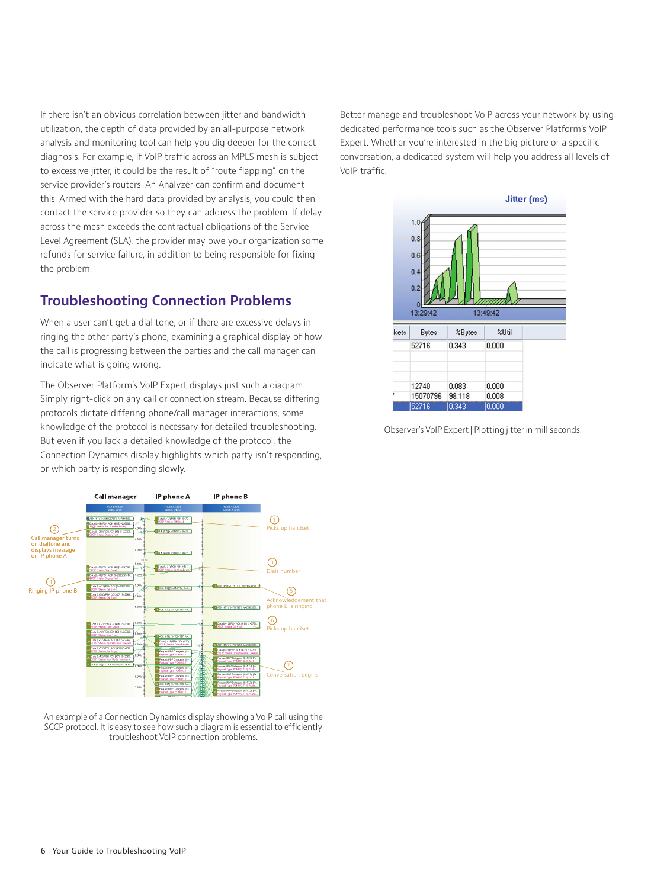If there isn't an obvious correlation between jitter and bandwidth utilization, the depth of data provided by an all-purpose network analysis and monitoring tool can help you dig deeper for the correct diagnosis. For example, if VoIP traffic across an MPLS mesh is subject to excessive jitter, it could be the result of "route flapping" on the service provider's routers. An Analyzer can confirm and document this. Armed with the hard data provided by analysis, you could then contact the service provider so they can address the problem. If delay across the mesh exceeds the contractual obligations of the Service Level Agreement (SLA), the provider may owe your organization some refunds for service failure, in addition to being responsible for fixing the problem.

## Troubleshooting Connection Problems

When a user can't get a dial tone, or if there are excessive delays in ringing the other party's phone, examining a graphical display of how the call is progressing between the parties and the call manager can indicate what is going wrong.

The Observer Platform's VoIP Expert displays just such a diagram. Simply right-click on any call or connection stream. Because differing protocols dictate differing phone/call manager interactions, some knowledge of the protocol is necessary for detailed troubleshooting. But even if you lack a detailed knowledge of the protocol, the Connection Dynamics display highlights which party isn't responding, or which party is responding slowly.

An example of a Connection Dynamics display showing a VoIP call using the SCCP protocol. It is easy to see how such a diagram is essential to efficiently troubleshoot VoIP connection problems.

Better manage and troubleshoot VoIP across your network by using dedicated performance tools such as the Observer Platform's VoIP Expert. Whether you're interested in the big picture or a specific conversation, a dedicated system will help you address all levels of VoIP traffic.

Observer's VoIP Expert | Plotting jitter in milliseconds.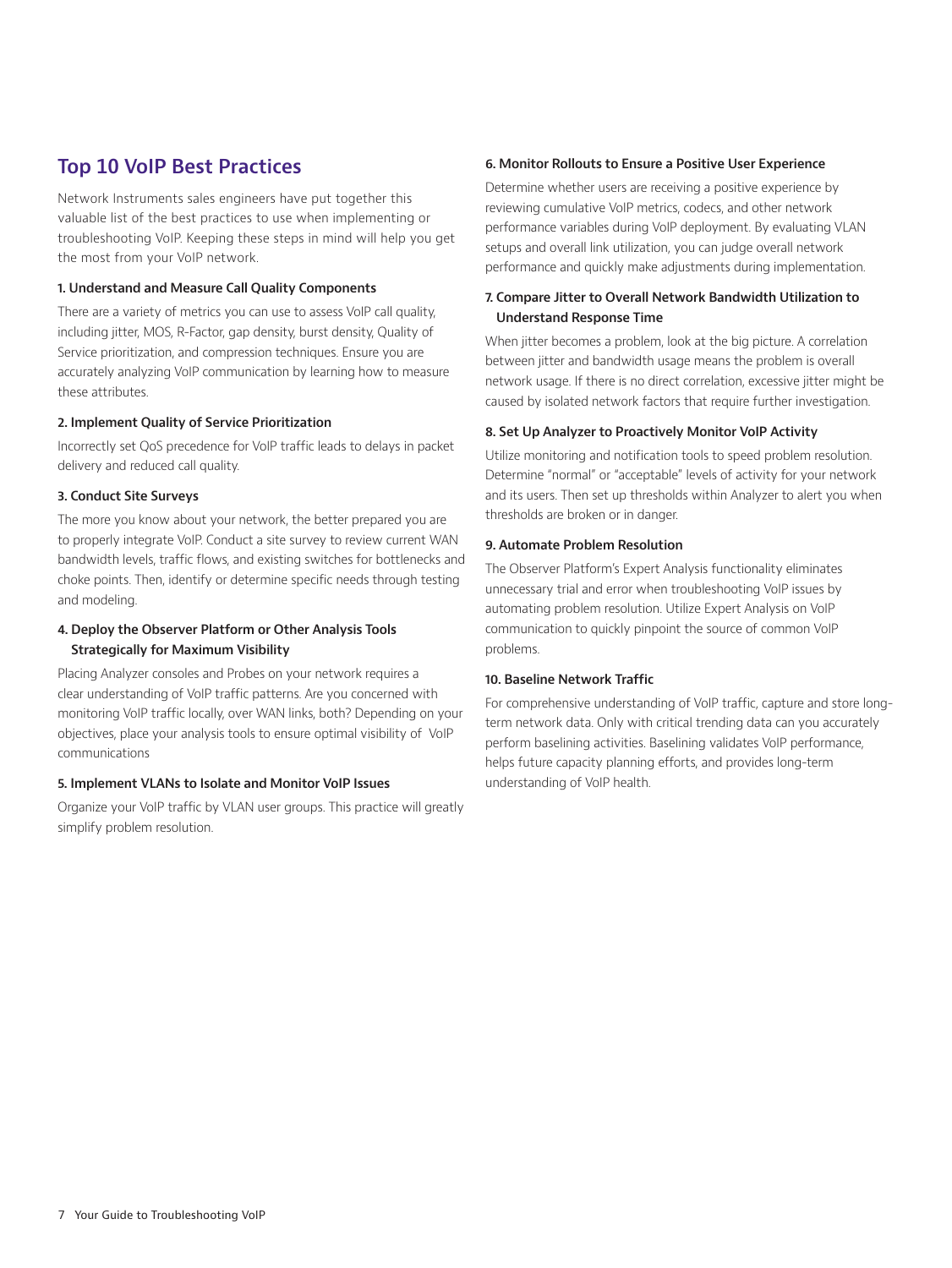## Top 10 VoIP Best Practices

Network Instruments sales engineers have put together this valuable list of the best practices to use when implementing or troubleshooting VoIP. Keeping these steps in mind will help you get the most from your VoIP network.

### 1. Understand and Measure Call Quality Components

There are a variety of metrics you can use to assess VoIP call quality, including jitter, MOS, R-Factor, gap density, burst density, Quality of Service prioritization, and compression techniques. Ensure you are accurately analyzing VoIP communication by learning how to measure these attributes.

### 2. Implement Quality of Service Prioritization

Incorrectly set QoS precedence for VoIP traffic leads to delays in packet delivery and reduced call quality.

### 3. Conduct Site Surveys

The more you know about your network, the better prepared you are to properly integrate VoIP. Conduct a site survey to review current WAN bandwidth levels, traffic flows, and existing switches for bottlenecks and choke points. Then, identify or determine specific needs through testing and modeling.

### 4. Deploy the Observer Platform or Other Analysis Tools Strategically for Maximum Visibility

Placing Analyzer consoles and Probes on your network requires a clear understanding of VoIP traffic patterns. Are you concerned with monitoring VoIP traffic locally, over WAN links, both? Depending on your objectives, place your analysis tools to ensure optimal visibility of VoIP communications

### 5. Implement VLANs to Isolate and Monitor VoIP Issues

Organize your VoIP traffic by VLAN user groups. This practice will greatly simplify problem resolution.

### 6. Monitor Rollouts to Ensure a Positive User Experience

Determine whether users are receiving a positive experience by reviewing cumulative VoIP metrics, codecs, and other network performance variables during VoIP deployment. By evaluating VLAN setups and overall link utilization, you can judge overall network performance and quickly make adjustments during implementation.

### 7. Compare Jitter to Overall Network Bandwidth Utilization to Understand Response Time

When jitter becomes a problem, look at the big picture. A correlation between jitter and bandwidth usage means the problem is overall network usage. If there is no direct correlation, excessive jitter might be caused by isolated network factors that require further investigation.

### 8. Set Up Analyzer to Proactively Monitor VoIP Activity

Utilize monitoring and notification tools to speed problem resolution. Determine "normal" or "acceptable" levels of activity for your network and its users. Then set up thresholds within Analyzer to alert you when thresholds are broken or in danger.

### 9. Automate Problem Resolution

The Observer Platform's Expert Analysis functionality eliminates unnecessary trial and error when troubleshooting VoIP issues by automating problem resolution. Utilize Expert Analysis on VoIP communication to quickly pinpoint the source of common VoIP problems.

### 10. Baseline Network Traffic

For comprehensive understanding of VoIP traffic, capture and store long-term network data. Only with critical trending data can you accurately perform baselining activities. Baselining validates VoIP performance, helps future capacity planning efforts, and provides long-term understanding of VoIP health.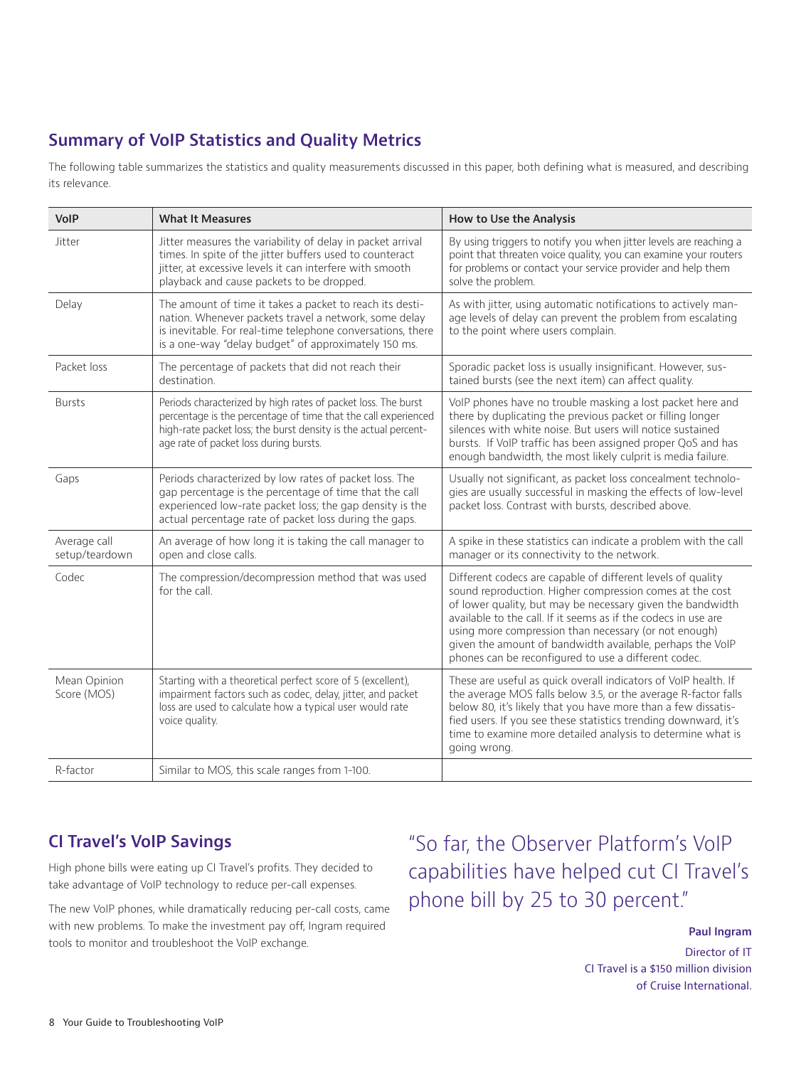## Summary of VoIP Statistics and Quality Metrics

The following table summarizes the statistics and quality measurements discussed in this paper, both defining what is measured, and describing its relevance.

| VoIP | What It Measures | How to Use the Analysis |
|---|---|---|
| Jitter | Jitter measures the variability of delay in packet arrival times. In spite of the jitter buffers used to counteract jitter, at excessive levels it can interfere with smooth playback and cause packets to be dropped. | By using triggers to notify you when jitter levels are reaching a point that threaten voice quality, you can examine your routers for problems or contact your service provider and help them solve the problem. |
| Delay | The amount of time it takes a packet to reach its destination. Whenever packets travel a network, some delay is inevitable. For real-time telephone conversations, there is a one-way "delay budget" of approximately 150 ms. | As with jitter, using automatic notifications to actively manage levels of delay can prevent the problem from escalating to the point where users complain. |
| Packet loss | The percentage of packets that did not reach their destination. | Sporadic packet loss is usually insignificant. However, sustained bursts (see the next item) can affect quality. |
| Bursts | Periods characterized by high rates of packet loss. The burst percentage is the percentage of time that the call experienced high-rate packet loss; the burst density is the actual percentage rate of packet loss during bursts. | VoIP phones have no trouble masking a lost packet here and there by duplicating the previous packet or filling longer silences with white noise. But users will notice sustained bursts. If VoIP traffic has been assigned proper QoS and has enough bandwidth, the most likely culprit is media failure. |
| Gaps | Periods characterized by low rates of packet loss. The gap percentage is the percentage of time that the call experienced low-rate packet loss; the gap density is the actual percentage rate of packet loss during the gaps. | Usually not significant, as packet loss concealment technologies are usually successful in masking the effects of low-level packet loss. Contrast with bursts, described above. |
| Average call setup/teardown | An average of how long it is taking the call manager to open and close calls. | A spike in these statistics can indicate a problem with the call manager or its connectivity to the network. |
| Codec | The compression/decompression method that was used for the call. | Different codecs are capable of different levels of quality sound reproduction. Higher compression comes at the cost of lower quality, but may be necessary given the bandwidth available to the call. If it seems as if the codecs in use are using more compression than necessary (or not enough) given the amount of bandwidth available, perhaps the VoIP phones can be reconfigured to use a different codec. |
| Mean Opinion Score (MOS) | Starting with a theoretical perfect score of 5 (excellent), impairment factors such as codec, delay, jitter, and packet loss are used to calculate how a typical user would rate voice quality. | These are useful as quick overall indicators of VoIP health. If the average MOS falls below 3.5, or the average R-factor falls below 80, it's likely that you have more than a few dissatisfied users. If you see these statistics trending downward, it's time to examine more detailed analysis to determine what is going wrong. |
| R-factor | Similar to MOS, this scale ranges from 1-100. | |

## CI Travel's VoIP Savings

High phone bills were eating up CI Travel's profits. They decided to take advantage of VoIP technology to reduce per-call expenses.

The new VoIP phones, while dramatically reducing per-call costs, came with new problems. To make the investment pay off, Ingram required tools to monitor and troubleshoot the VoIP exchange.

> "So far, the Observer Platform's VoIP capabilities have helped cut CI Travel's phone bill by 25 to 30 percent."
>
> **Paul Ingram**
> Director of IT
> CI Travel is a $150 million division of Cruise International.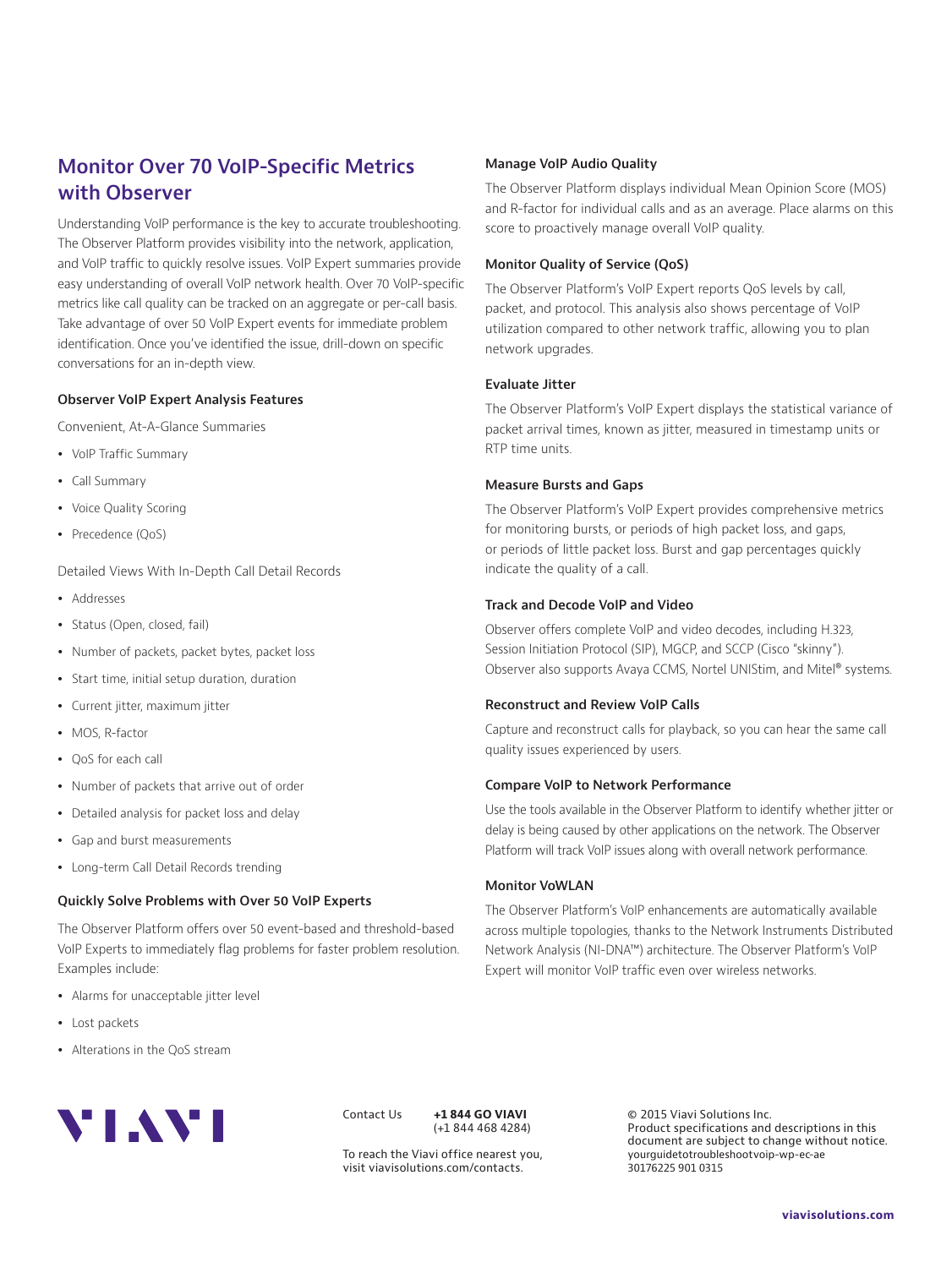## Monitor Over 70 VoIP-Specific Metrics with Observer

Understanding VoIP performance is the key to accurate troubleshooting. The Observer Platform provides visibility into the network, application, and VoIP traffic to quickly resolve issues. VoIP Expert summaries provide easy understanding of overall VoIP network health. Over 70 VoIP-specific metrics like call quality can be tracked on an aggregate or per-call basis. Take advantage of over 50 VoIP Expert events for immediate problem identification. Once you've identified the issue, drill-down on specific conversations for an in-depth view.

### Observer VoIP Expert Analysis Features

Convenient, At-A-Glance Summaries

- VoIP Traffic Summary
- Call Summary
- Voice Quality Scoring
- Precedence (QoS)

Detailed Views With In-Depth Call Detail Records

- Addresses
- Status (Open, closed, fail)
- Number of packets, packet bytes, packet loss
- Start time, initial setup duration, duration
- Current jitter, maximum jitter
- MOS, R-factor
- QoS for each call
- Number of packets that arrive out of order
- Detailed analysis for packet loss and delay
- Gap and burst measurements
- Long-term Call Detail Records trending

### Quickly Solve Problems with Over 50 VoIP Experts

The Observer Platform offers over 50 event-based and threshold-based VoIP Experts to immediately flag problems for faster problem resolution. Examples include:

- Alarms for unacceptable jitter level
- Lost packets
- Alterations in the QoS stream

### Manage VoIP Audio Quality

The Observer Platform displays individual Mean Opinion Score (MOS) and R-factor for individual calls and as an average. Place alarms on this score to proactively manage overall VoIP quality.

### Monitor Quality of Service (QoS)

The Observer Platform's VoIP Expert reports QoS levels by call, packet, and protocol. This analysis also shows percentage of VoIP utilization compared to other network traffic, allowing you to plan network upgrades.

### Evaluate Jitter

The Observer Platform's VoIP Expert displays the statistical variance of packet arrival times, known as jitter, measured in timestamp units or RTP time units.

### Measure Bursts and Gaps

The Observer Platform's VoIP Expert provides comprehensive metrics for monitoring bursts, or periods of high packet loss, and gaps, or periods of little packet loss. Burst and gap percentages quickly indicate the quality of a call.

### Track and Decode VoIP and Video

Observer offers complete VoIP and video decodes, including H.323, Session Initiation Protocol (SIP), MGCP, and SCCP (Cisco "skinny"). Observer also supports Avaya CCMS, Nortel UNIStim, and Mitel® systems.

### Reconstruct and Review VoIP Calls

Capture and reconstruct calls for playback, so you can hear the same call quality issues experienced by users.

### Compare VoIP to Network Performance

Use the tools available in the Observer Platform to identify whether jitter or delay is being caused by other applications on the network. The Observer Platform will track VoIP issues along with overall network performance.

### Monitor VoWLAN

The Observer Platform's VoIP enhancements are automatically available across multiple topologies, thanks to the Network Instruments Distributed Network Analysis (NI-DNA™) architecture. The Observer Platform's VoIP Expert will monitor VoIP traffic even over wireless networks.

VIAVI

Contact Us **+1 844 GO VIAVI**
(+1 844 468 4284)

To reach the Viavi office nearest you, visit viavisolutions.com/contacts.

© 2015 Viavi Solutions Inc.
Product specifications and descriptions in this document are subject to change without notice.
yourguidetotroubleshootvoip-wp-ec-ae
30176225 901 0315

**viavisolutions.com**